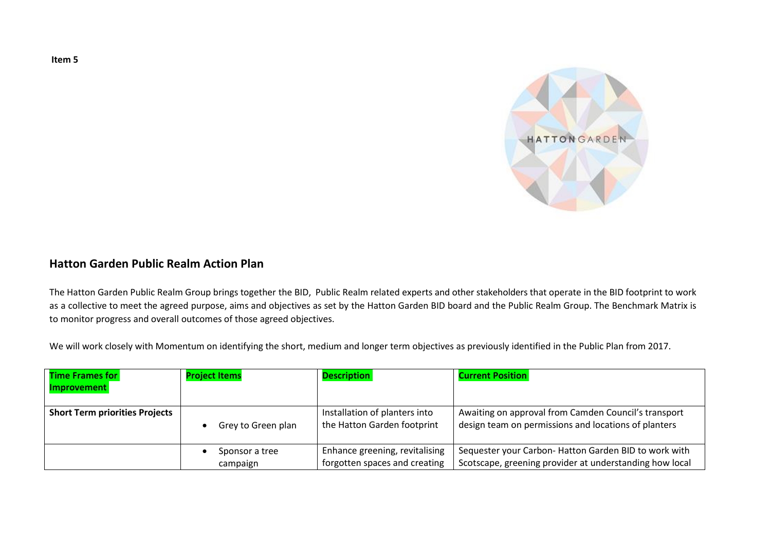**Item 5**

## Hatton Garden Public Realm Action Plan

The Hatton Garden Public Realm Group brings together the BID, Public Realm related experts and other stakeholders that operate in the BID footprint to work as a collective to meet the agreed purpose, aims and objectives as set by the Hatton Garden BID board and the Public Realm Group. The Benchmark Matrix is to monitor progress and overall outcomes of those agreed objectives.

We will work closely with Momentum on identifying the short, medium and longer term objectives as previously identified in the Public Plan from 2017.

| Time Frames for Improvement | Project Items | Description | Current Position |
| --- | --- | --- | --- |
| **Short Term priorities Projects** | • Grey to Green plan | Installation of planters into the Hatton Garden footprint | Awaiting on approval from Camden Council's transport design team on permissions and locations of planters |
| | • Sponsor a tree campaign | Enhance greening, revitalising forgotten spaces and creating | Sequester your Carbon- Hatton Garden BID to work with Scotscape, greening provider at understanding how local |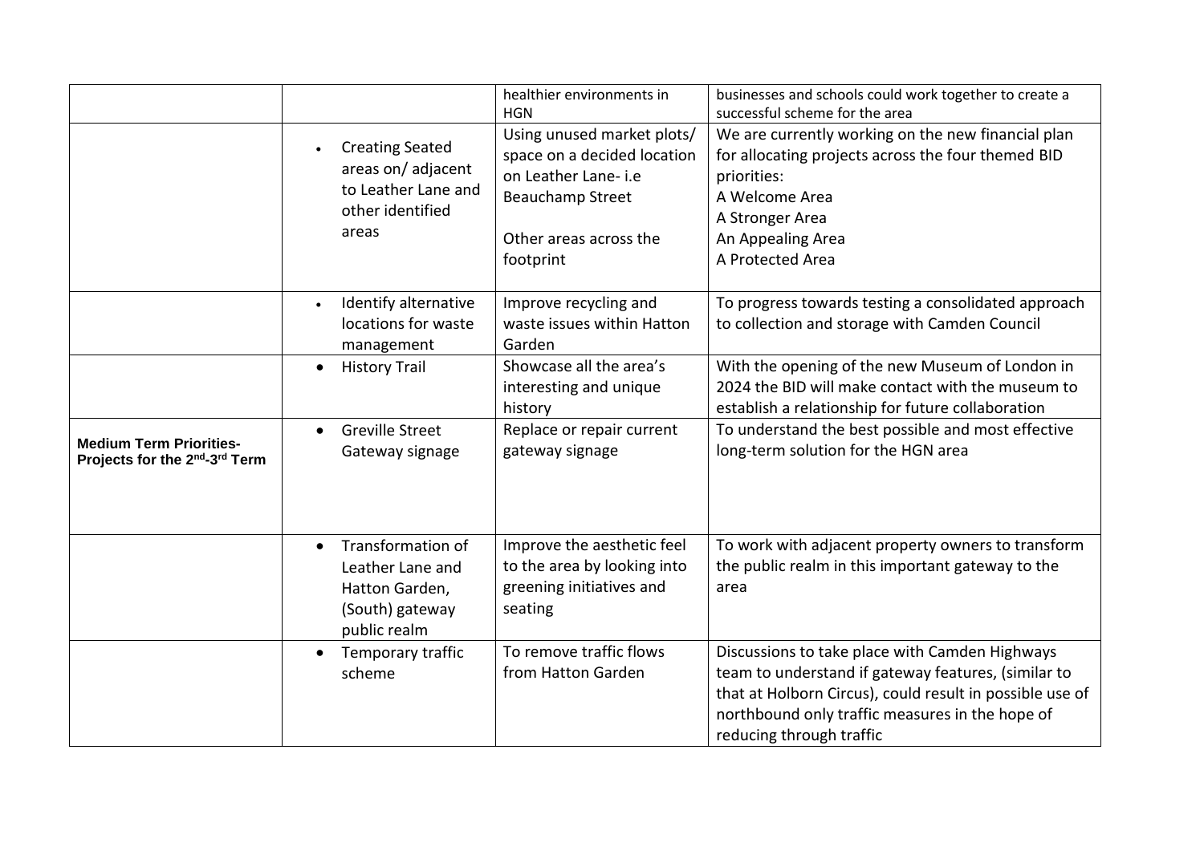| | | | |
|---|---|---|---|
| | | healthier environments in HGN | businesses and schools could work together to create a successful scheme for the area |
| | • Creating Seated areas on/ adjacent to Leather Lane and other identified areas | Using unused market plots/ space on a decided location on Leather Lane- i.e Beauchamp Street<br><br>Other areas across the footprint | We are currently working on the new financial plan for allocating projects across the four themed BID priorities:<br>A Welcome Area<br>A Stronger Area<br>An Appealing Area<br>A Protected Area |
| | • Identify alternative locations for waste management | Improve recycling and waste issues within Hatton Garden | To progress towards testing a consolidated approach to collection and storage with Camden Council |
| | • History Trail | Showcase all the area's interesting and unique history | With the opening of the new Museum of London in 2024 the BID will make contact with the museum to establish a relationship for future collaboration |
| **Medium Term Priorities- Projects for the 2nd-3rd Term** | • Greville Street Gateway signage | Replace or repair current gateway signage | To understand the best possible and most effective long-term solution for the HGN area |
| | • Transformation of Leather Lane and Hatton Garden, (South) gateway public realm | Improve the aesthetic feel to the area by looking into greening initiatives and seating | To work with adjacent property owners to transform the public realm in this important gateway to the area |
| | • Temporary traffic scheme | To remove traffic flows from Hatton Garden | Discussions to take place with Camden Highways team to understand if gateway features, (similar to that at Holborn Circus), could result in possible use of northbound only traffic measures in the hope of reducing through traffic |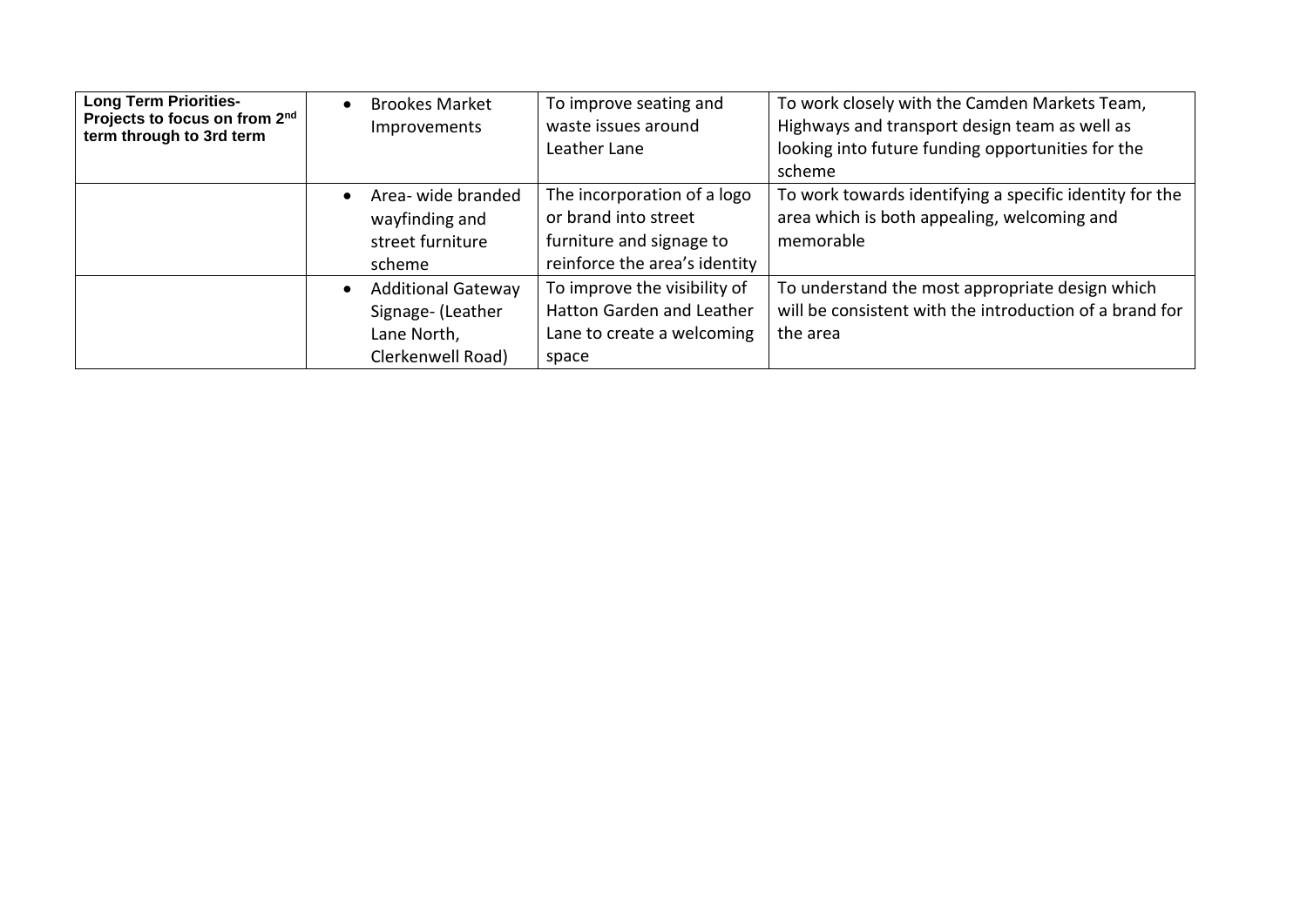| | | | |
|---|---|---|---|
| **Long Term Priorities- Projects to focus on from 2nd term through to 3rd term** | • Brookes Market Improvements | To improve seating and waste issues around Leather Lane | To work closely with the Camden Markets Team, Highways and transport design team as well as looking into future funding opportunities for the scheme |
| | • Area- wide branded wayfinding and street furniture scheme | The incorporation of a logo or brand into street furniture and signage to reinforce the area's identity | To work towards identifying a specific identity for the area which is both appealing, welcoming and memorable |
| | • Additional Gateway Signage- (Leather Lane North, Clerkenwell Road) | To improve the visibility of Hatton Garden and Leather Lane to create a welcoming space | To understand the most appropriate design which will be consistent with the introduction of a brand for the area |